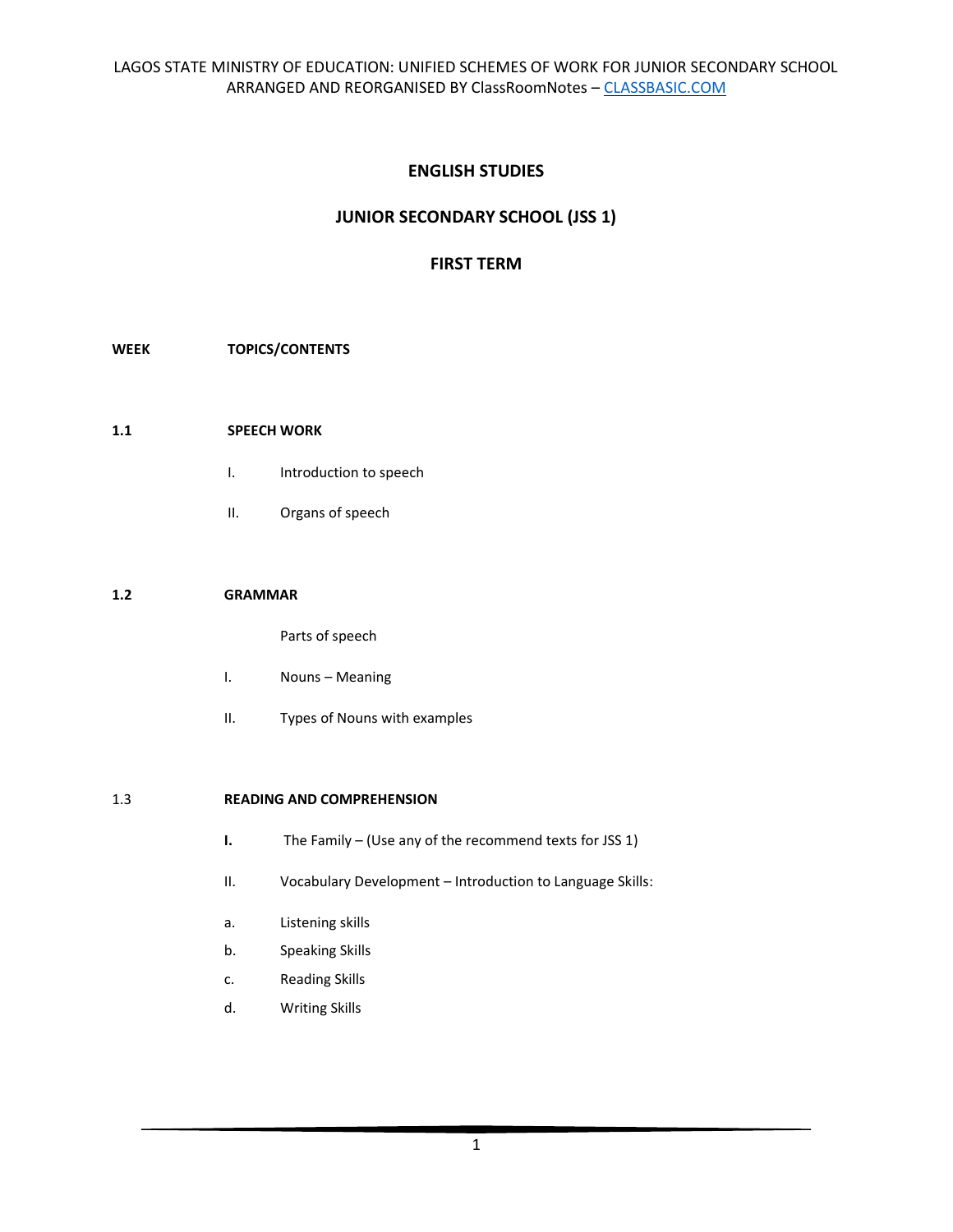# ENGLISH STUDIES

## JUNIOR SECONDARY SCHOOL (JSS 1)

## FIRST TERM

**WEEK** **TOPICS/CONTENTS**

**1.1** **SPEECH WORK**

I. Introduction to speech

II. Organs of speech

**1.2** **GRAMMAR**

Parts of speech

I. Nouns – Meaning

II. Types of Nouns with examples

1.3 **READING AND COMPREHENSION**

**I.** The Family – (Use any of the recommend texts for JSS 1)

II. Vocabulary Development – Introduction to Language Skills:

a. Listening skills

b. Speaking Skills

c. Reading Skills

d. Writing Skills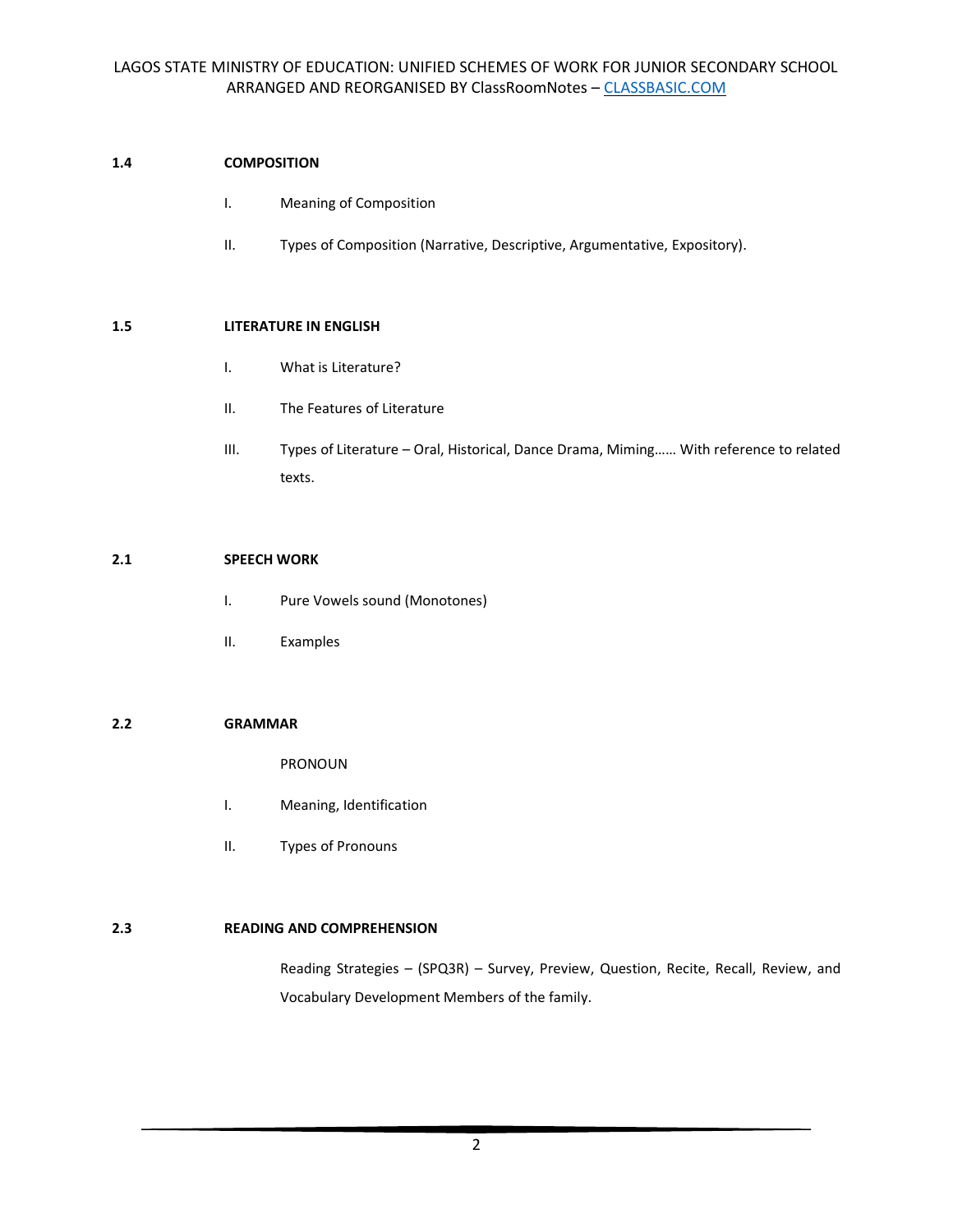### 1.4 COMPOSITION

I. Meaning of Composition

II. Types of Composition (Narrative, Descriptive, Argumentative, Expository).

### 1.5 LITERATURE IN ENGLISH

I. What is Literature?

II. The Features of Literature

III. Types of Literature – Oral, Historical, Dance Drama, Miming…… With reference to related texts.

### 2.1 SPEECH WORK

I. Pure Vowels sound (Monotones)

II. Examples

### 2.2 GRAMMAR

PRONOUN

I. Meaning, Identification

II. Types of Pronouns

### 2.3 READING AND COMPREHENSION

Reading Strategies – (SPQ3R) – Survey, Preview, Question, Recite, Recall, Review, and Vocabulary Development Members of the family.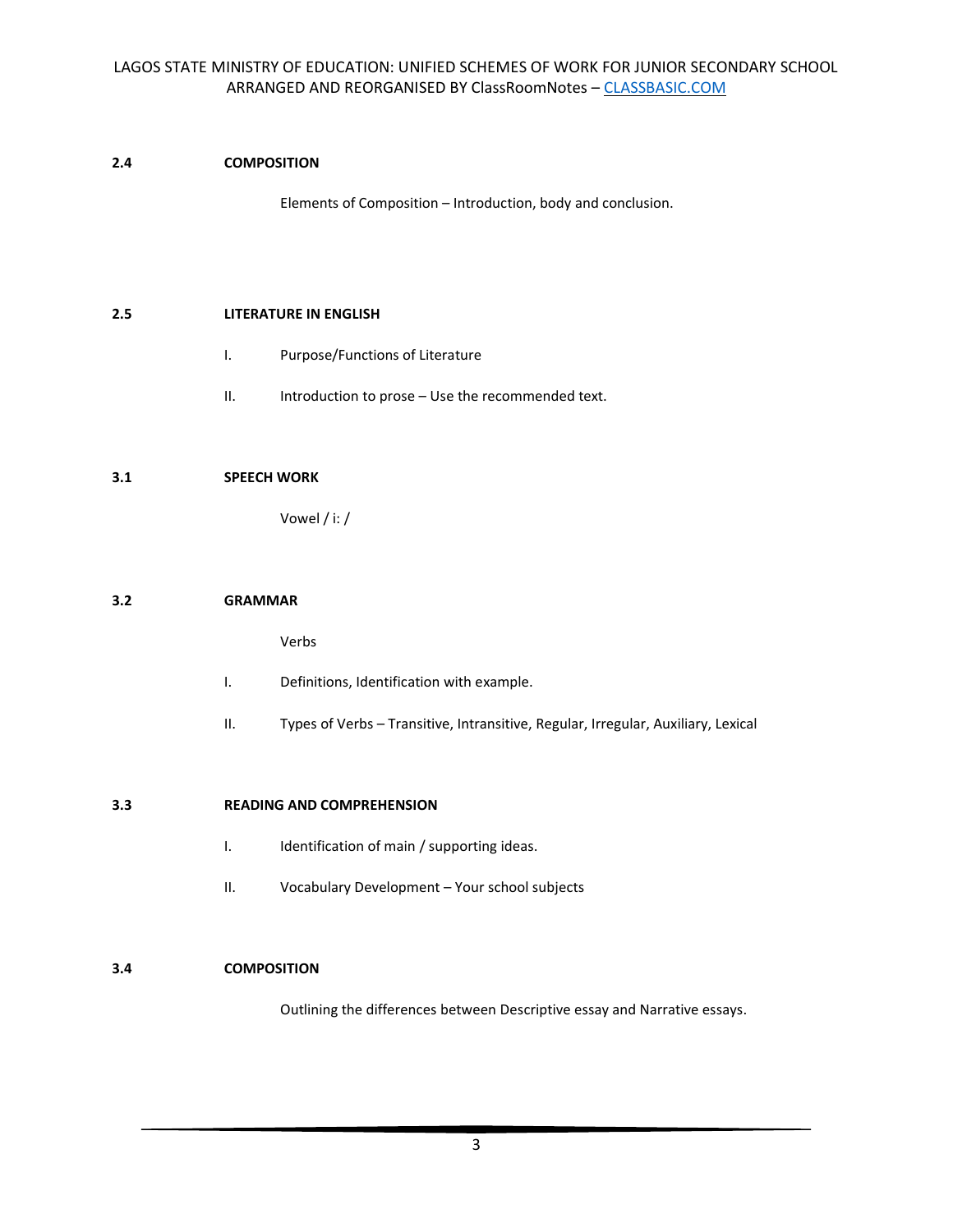**2.4 COMPOSITION**

Elements of Composition – Introduction, body and conclusion.

**2.5 LITERATURE IN ENGLISH**

I. Purpose/Functions of Literature

II. Introduction to prose – Use the recommended text.

**3.1 SPEECH WORK**

Vowel / i: /

**3.2 GRAMMAR**

Verbs

I. Definitions, Identification with example.

II. Types of Verbs – Transitive, Intransitive, Regular, Irregular, Auxiliary, Lexical

**3.3 READING AND COMPREHENSION**

I. Identification of main / supporting ideas.

II. Vocabulary Development – Your school subjects

**3.4 COMPOSITION**

Outlining the differences between Descriptive essay and Narrative essays.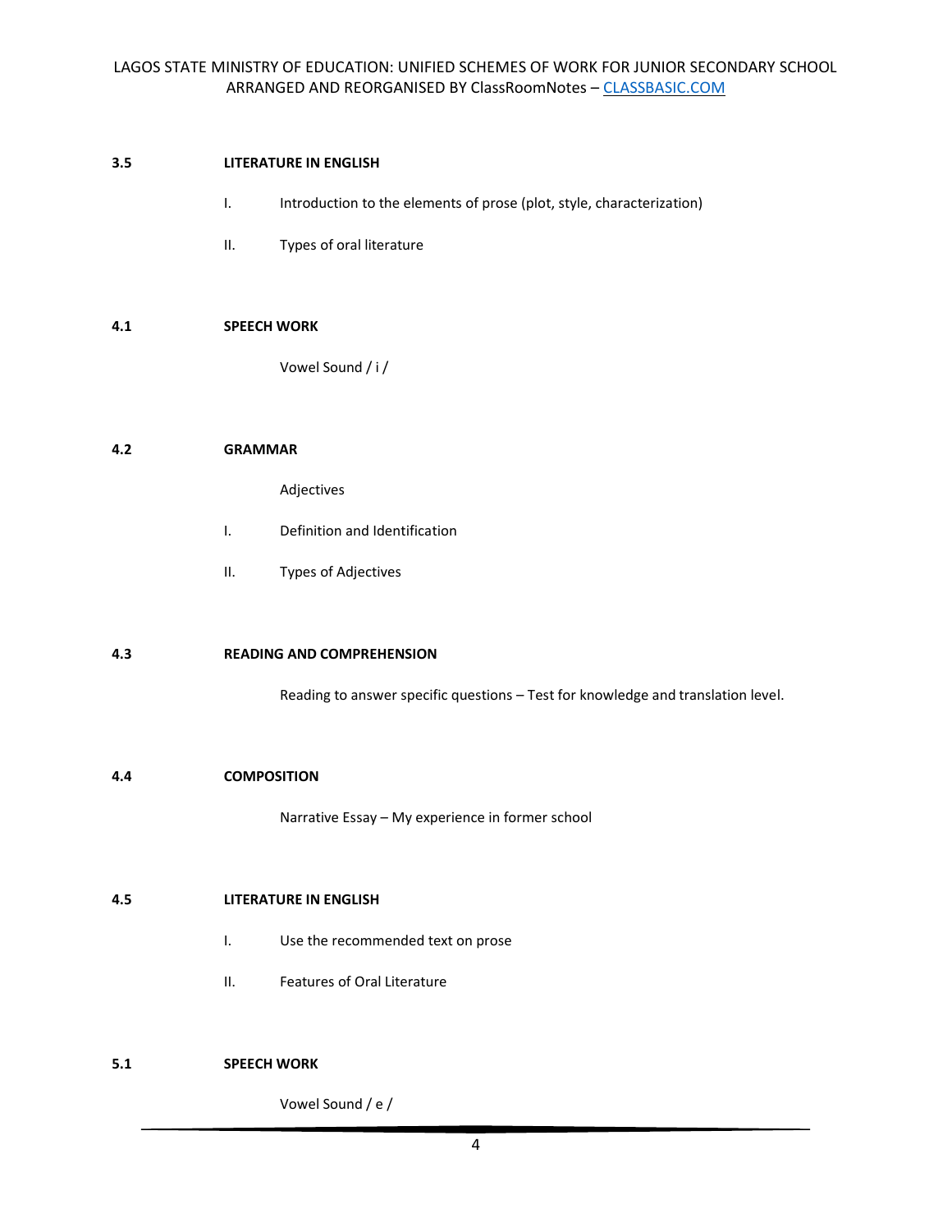**3.5 LITERATURE IN ENGLISH**

I. Introduction to the elements of prose (plot, style, characterization)

II. Types of oral literature

**4.1 SPEECH WORK**

Vowel Sound / i /

**4.2 GRAMMAR**

Adjectives

I. Definition and Identification

II. Types of Adjectives

**4.3 READING AND COMPREHENSION**

Reading to answer specific questions – Test for knowledge and translation level.

**4.4 COMPOSITION**

Narrative Essay – My experience in former school

**4.5 LITERATURE IN ENGLISH**

I. Use the recommended text on prose

II. Features of Oral Literature

**5.1 SPEECH WORK**

Vowel Sound / e /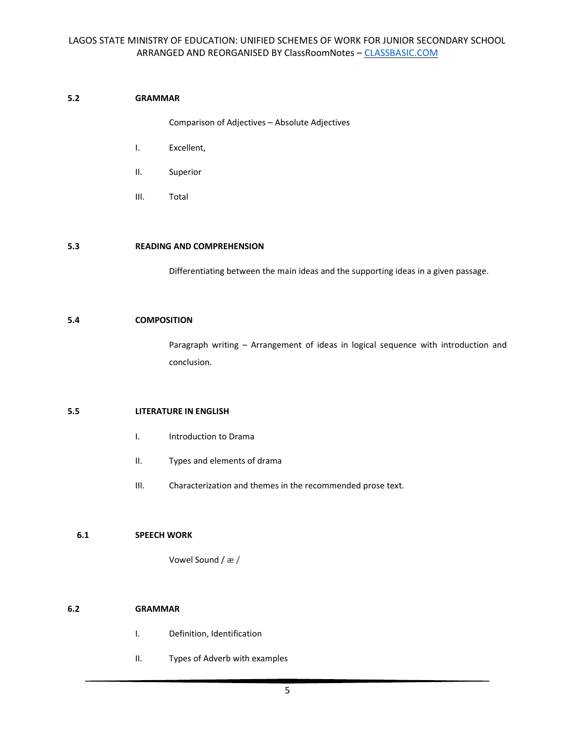**5.2 GRAMMAR**

Comparison of Adjectives – Absolute Adjectives

I. Excellent,

II. Superior

III. Total

**5.3 READING AND COMPREHENSION**

Differentiating between the main ideas and the supporting ideas in a given passage.

**5.4 COMPOSITION**

Paragraph writing – Arrangement of ideas in logical sequence with introduction and conclusion.

**5.5 LITERATURE IN ENGLISH**

I. Introduction to Drama

II. Types and elements of drama

III. Characterization and themes in the recommended prose text.

**6.1 SPEECH WORK**

Vowel Sound / æ /

**6.2 GRAMMAR**

I. Definition, Identification

II. Types of Adverb with examples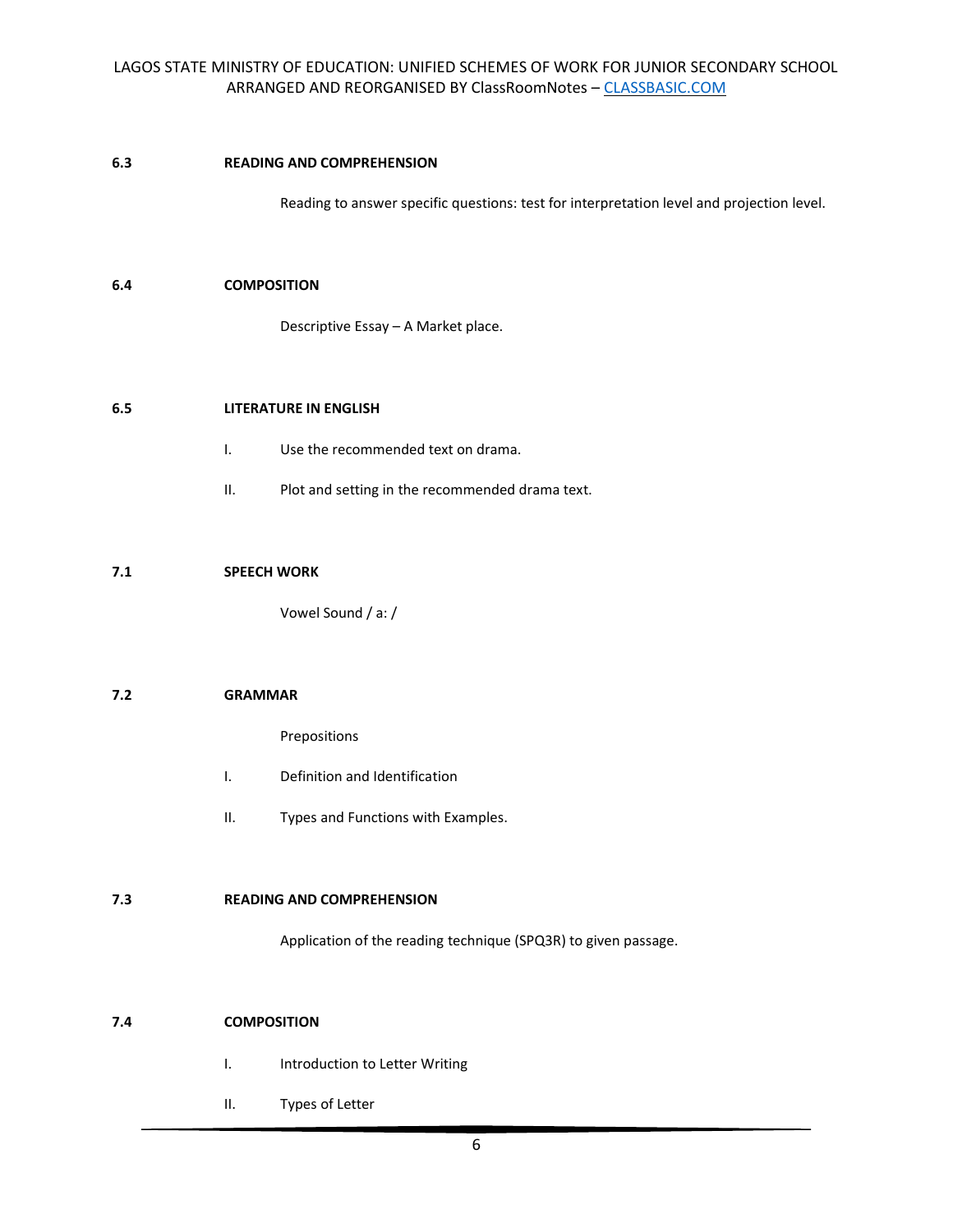**6.3 READING AND COMPREHENSION**

Reading to answer specific questions: test for interpretation level and projection level.

**6.4 COMPOSITION**

Descriptive Essay – A Market place.

**6.5 LITERATURE IN ENGLISH**

I. Use the recommended text on drama.

II. Plot and setting in the recommended drama text.

**7.1 SPEECH WORK**

Vowel Sound / a: /

**7.2 GRAMMAR**

Prepositions

I. Definition and Identification

II. Types and Functions with Examples.

**7.3 READING AND COMPREHENSION**

Application of the reading technique (SPQ3R) to given passage.

**7.4 COMPOSITION**

I. Introduction to Letter Writing

II. Types of Letter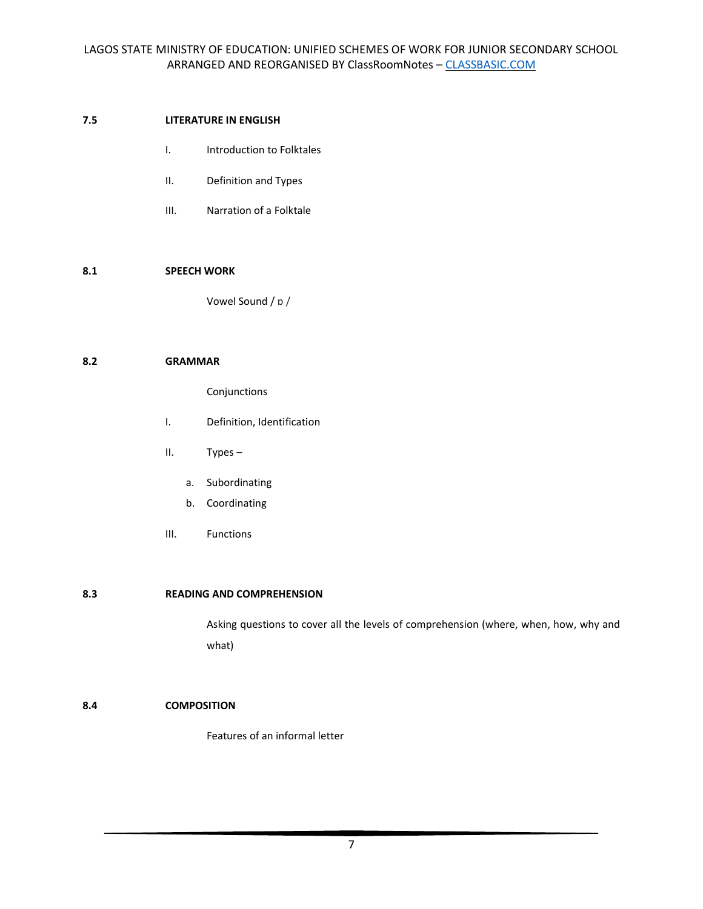**7.5 LITERATURE IN ENGLISH**

I. Introduction to Folktales

II. Definition and Types

III. Narration of a Folktale

**8.1 SPEECH WORK**

Vowel Sound / ɒ /

**8.2 GRAMMAR**

Conjunctions

I. Definition, Identification

II. Types –

a. Subordinating
b. Coordinating

III. Functions

**8.3 READING AND COMPREHENSION**

Asking questions to cover all the levels of comprehension (where, when, how, why and what)

**8.4 COMPOSITION**

Features of an informal letter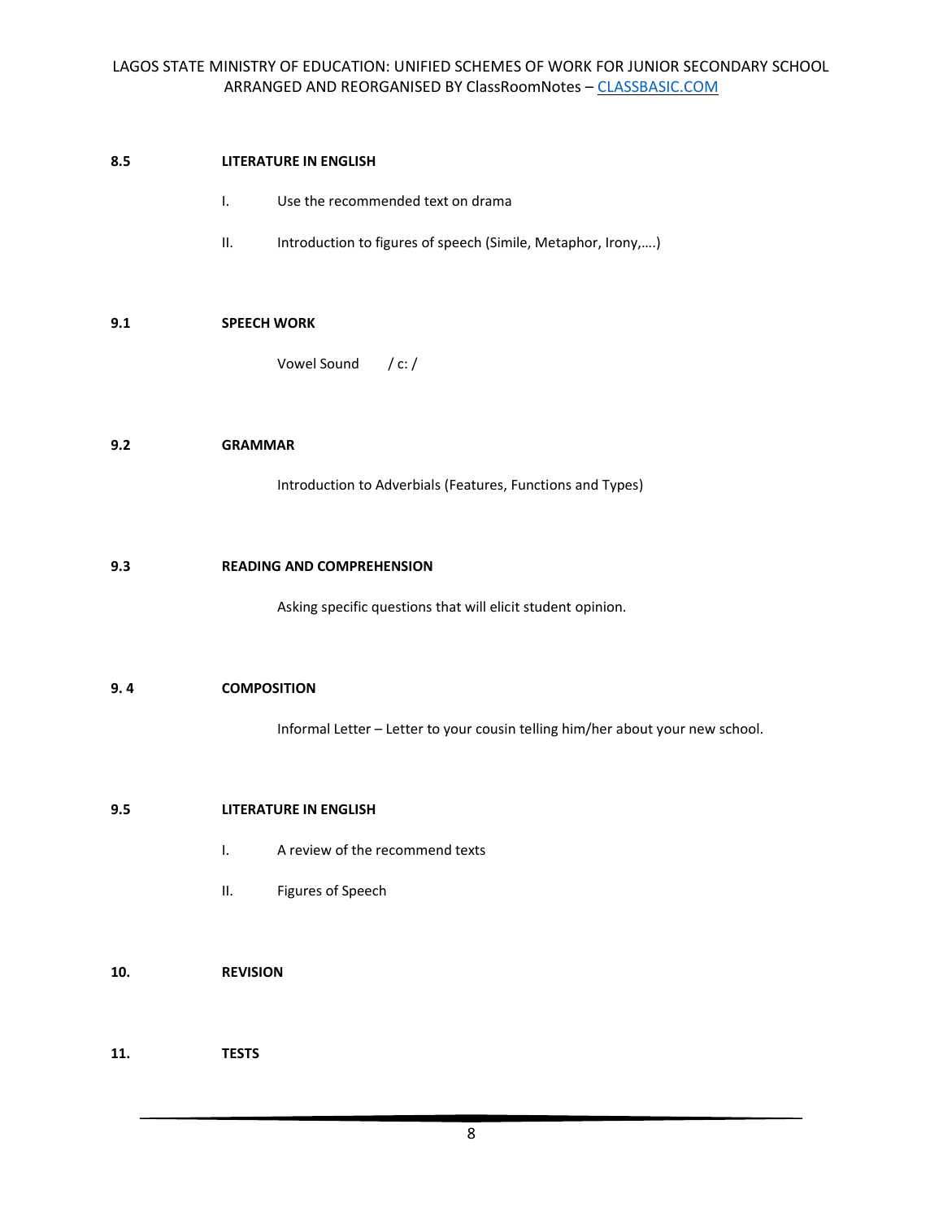**8.5 LITERATURE IN ENGLISH**

I. Use the recommended text on drama

II. Introduction to figures of speech (Simile, Metaphor, Irony,….)

**9.1 SPEECH WORK**

Vowel Sound / c: /

**9.2 GRAMMAR**

Introduction to Adverbials (Features, Functions and Types)

**9.3 READING AND COMPREHENSION**

Asking specific questions that will elicit student opinion.

**9. 4 COMPOSITION**

Informal Letter – Letter to your cousin telling him/her about your new school.

**9.5 LITERATURE IN ENGLISH**

I. A review of the recommend texts

II. Figures of Speech

**10. REVISION**

**11. TESTS**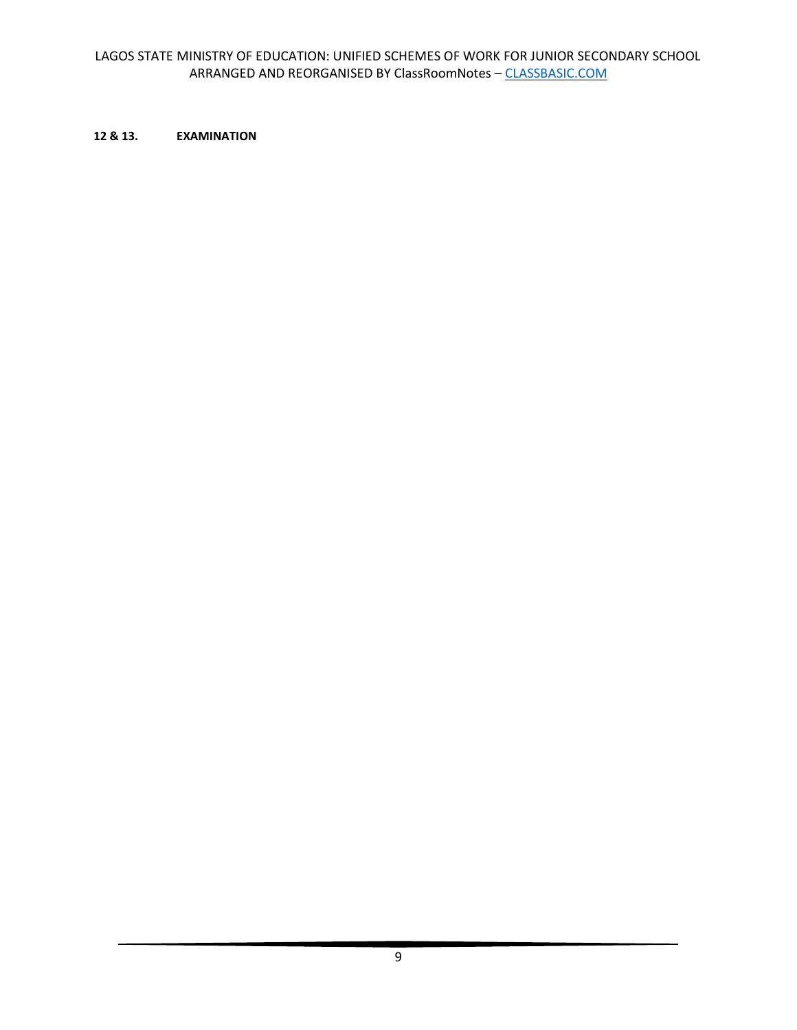**12 & 13. EXAMINATION**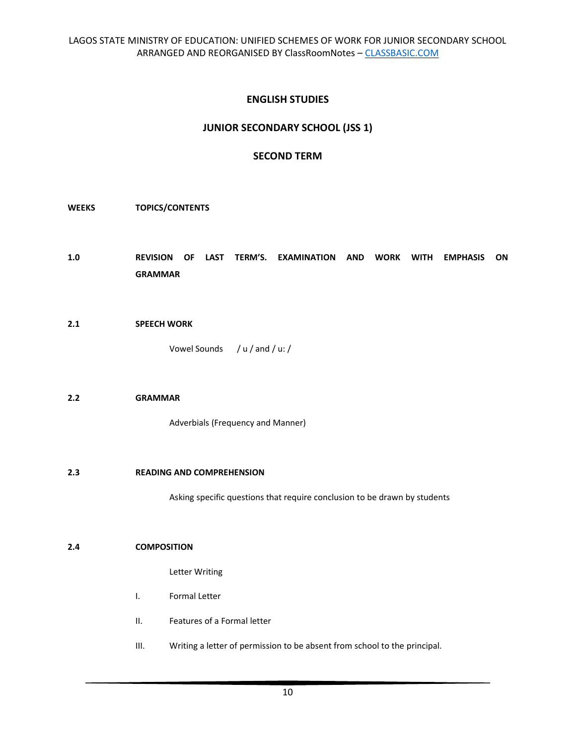## ENGLISH STUDIES

## JUNIOR SECONDARY SCHOOL (JSS 1)

## SECOND TERM

| WEEKS | TOPICS/CONTENTS |
|---|---|
| 1.0 | **REVISION OF LAST TERM'S. EXAMINATION AND WORK WITH EMPHASIS ON GRAMMAR** |
| 2.1 | **SPEECH WORK** |
| | Vowel Sounds / u / and / u: / |
| 2.2 | **GRAMMAR** |
| | Adverbials (Frequency and Manner) |
| 2.3 | **READING AND COMPREHENSION** |
| | Asking specific questions that require conclusion to be drawn by students |
| 2.4 | **COMPOSITION** |
| | Letter Writing |
| | I. Formal Letter |
| | II. Features of a Formal letter |
| | III. Writing a letter of permission to be absent from school to the principal. |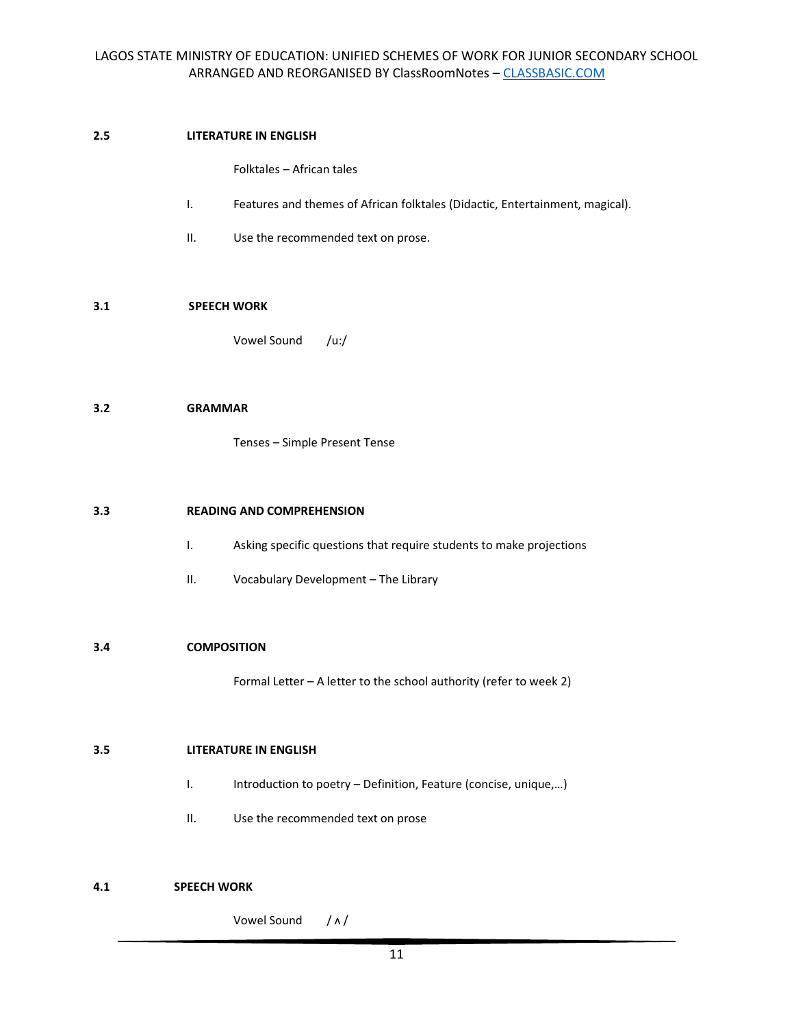**2.5 LITERATURE IN ENGLISH**

Folktales – African tales

I. Features and themes of African folktales (Didactic, Entertainment, magical).

II. Use the recommended text on prose.

**3.1 SPEECH WORK**

Vowel Sound /u:/

**3.2 GRAMMAR**

Tenses – Simple Present Tense

**3.3 READING AND COMPREHENSION**

I. Asking specific questions that require students to make projections

II. Vocabulary Development – The Library

**3.4 COMPOSITION**

Formal Letter – A letter to the school authority (refer to week 2)

**3.5 LITERATURE IN ENGLISH**

I. Introduction to poetry – Definition, Feature (concise, unique,…)

II. Use the recommended text on prose

**4.1 SPEECH WORK**

Vowel Sound / ʌ /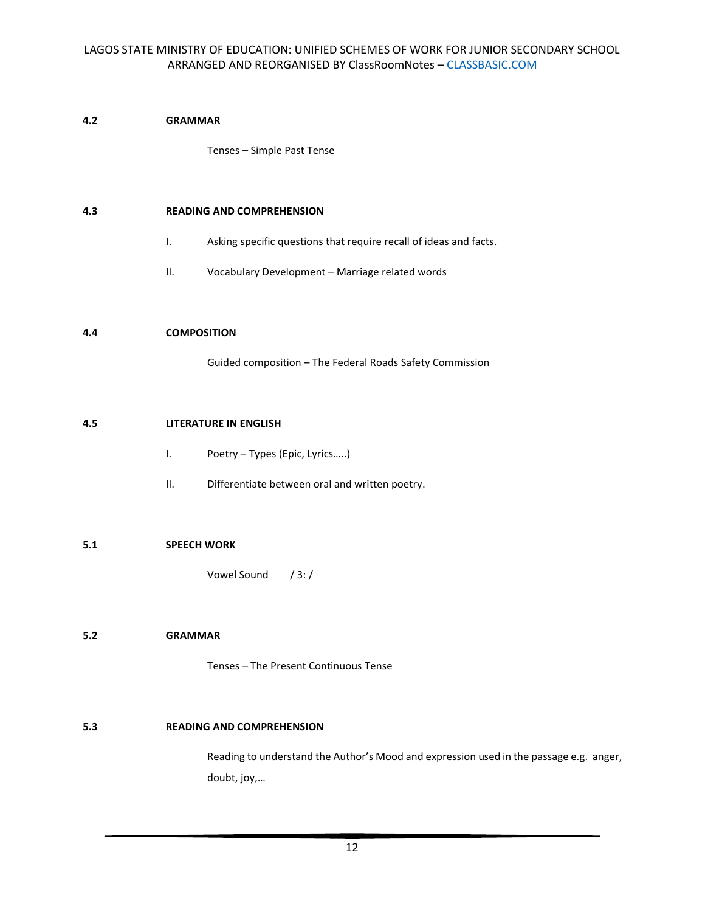**4.2 GRAMMAR**

Tenses – Simple Past Tense

**4.3 READING AND COMPREHENSION**

I. Asking specific questions that require recall of ideas and facts.

II. Vocabulary Development – Marriage related words

**4.4 COMPOSITION**

Guided composition – The Federal Roads Safety Commission

**4.5 LITERATURE IN ENGLISH**

I. Poetry – Types (Epic, Lyrics…..)

II. Differentiate between oral and written poetry.

**5.1 SPEECH WORK**

Vowel Sound / 3: /

**5.2 GRAMMAR**

Tenses – The Present Continuous Tense

**5.3 READING AND COMPREHENSION**

Reading to understand the Author's Mood and expression used in the passage e.g. anger, doubt, joy,…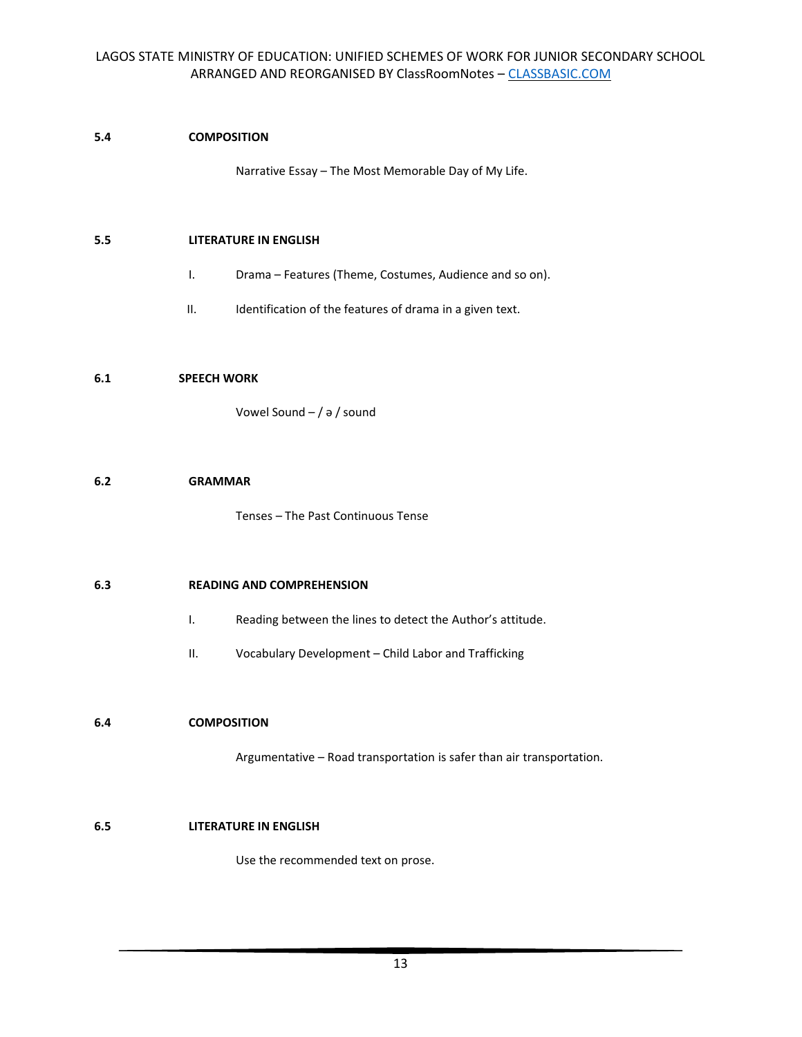**5.4 COMPOSITION**

Narrative Essay – The Most Memorable Day of My Life.

**5.5 LITERATURE IN ENGLISH**

I. Drama – Features (Theme, Costumes, Audience and so on).

II. Identification of the features of drama in a given text.

**6.1 SPEECH WORK**

Vowel Sound – / ə / sound

**6.2 GRAMMAR**

Tenses – The Past Continuous Tense

**6.3 READING AND COMPREHENSION**

I. Reading between the lines to detect the Author's attitude.

II. Vocabulary Development – Child Labor and Trafficking

**6.4 COMPOSITION**

Argumentative – Road transportation is safer than air transportation.

**6.5 LITERATURE IN ENGLISH**

Use the recommended text on prose.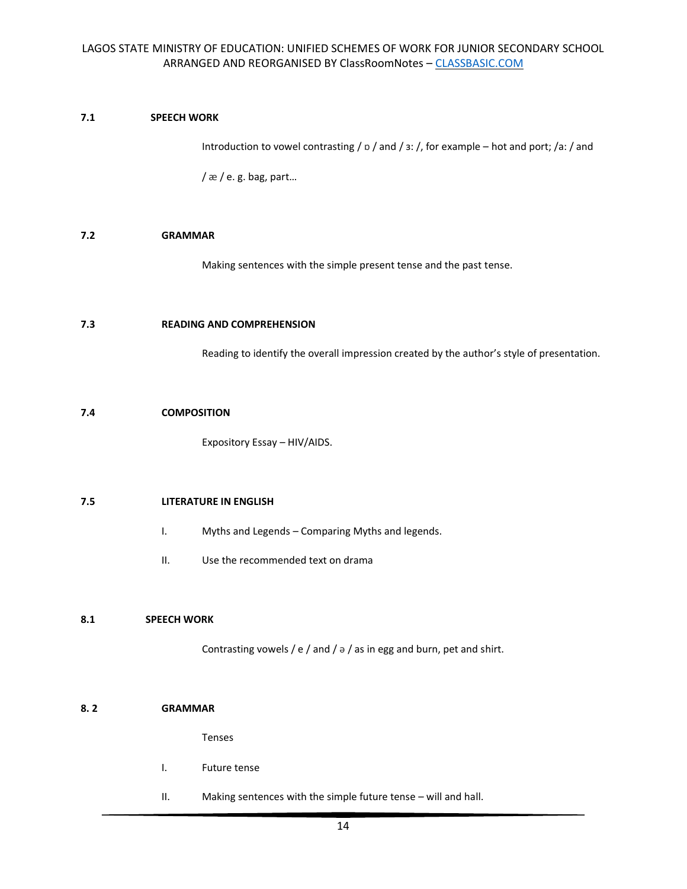**7.1 SPEECH WORK**

Introduction to vowel contrasting / ɒ / and / ɜː /, for example – hot and port; /aː / and / æ / e. g. bag, part…

**7.2 GRAMMAR**

Making sentences with the simple present tense and the past tense.

**7.3 READING AND COMPREHENSION**

Reading to identify the overall impression created by the author's style of presentation.

**7.4 COMPOSITION**

Expository Essay – HIV/AIDS.

**7.5 LITERATURE IN ENGLISH**

I. Myths and Legends – Comparing Myths and legends.

II. Use the recommended text on drama

**8.1 SPEECH WORK**

Contrasting vowels / e / and / ə / as in egg and burn, pet and shirt.

**8. 2 GRAMMAR**

Tenses

I. Future tense

II. Making sentences with the simple future tense – will and hall.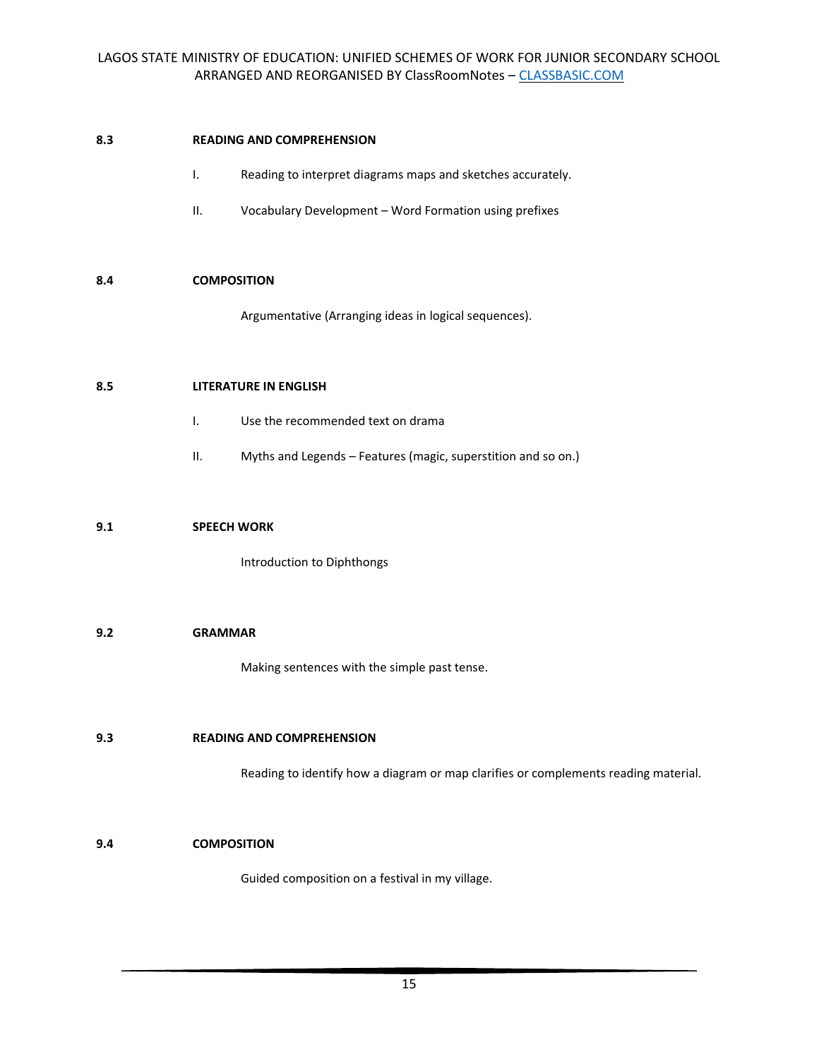**8.3 READING AND COMPREHENSION**

I. Reading to interpret diagrams maps and sketches accurately.

II. Vocabulary Development – Word Formation using prefixes

**8.4 COMPOSITION**

Argumentative (Arranging ideas in logical sequences).

**8.5 LITERATURE IN ENGLISH**

I. Use the recommended text on drama

II. Myths and Legends – Features (magic, superstition and so on.)

**9.1 SPEECH WORK**

Introduction to Diphthongs

**9.2 GRAMMAR**

Making sentences with the simple past tense.

**9.3 READING AND COMPREHENSION**

Reading to identify how a diagram or map clarifies or complements reading material.

**9.4 COMPOSITION**

Guided composition on a festival in my village.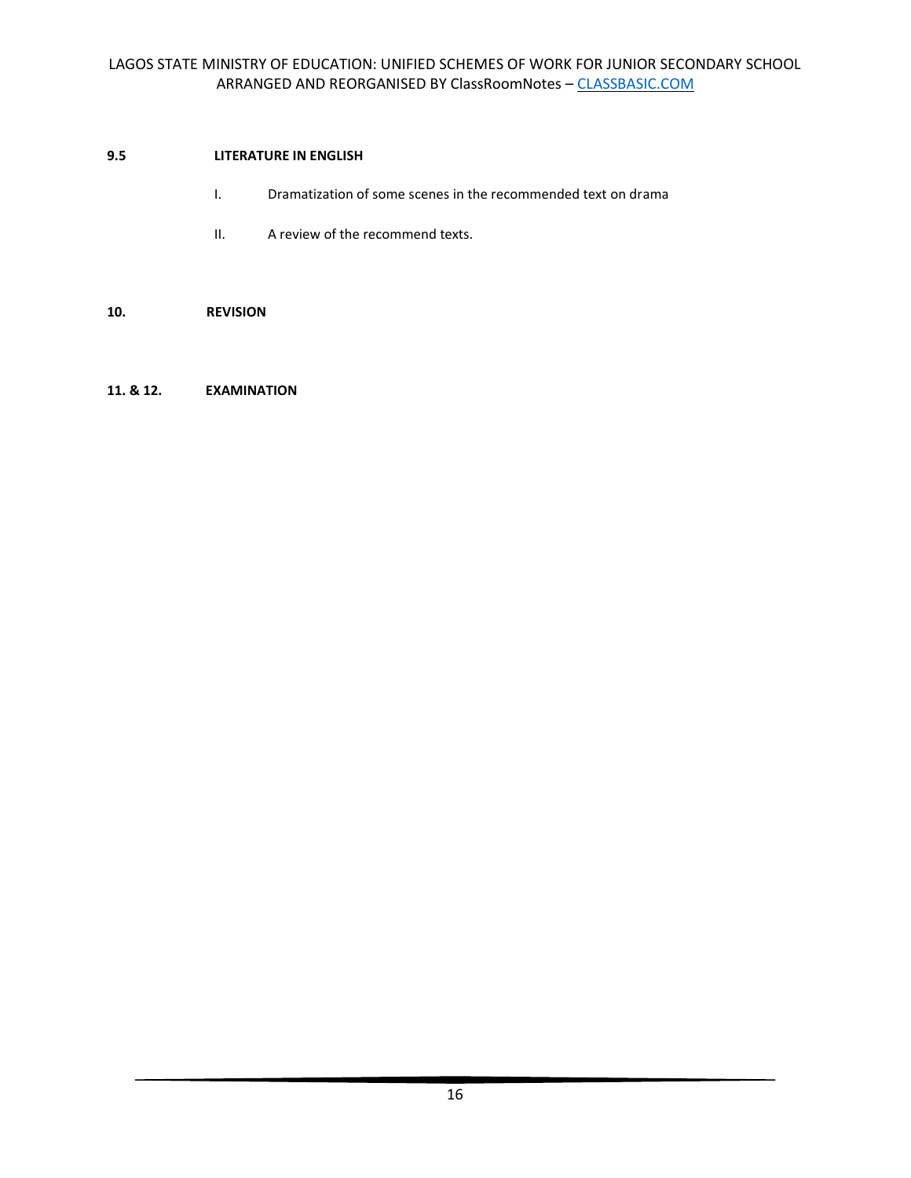**9.5 LITERATURE IN ENGLISH**

I. Dramatization of some scenes in the recommended text on drama

II. A review of the recommend texts.

**10. REVISION**

**11. & 12. EXAMINATION**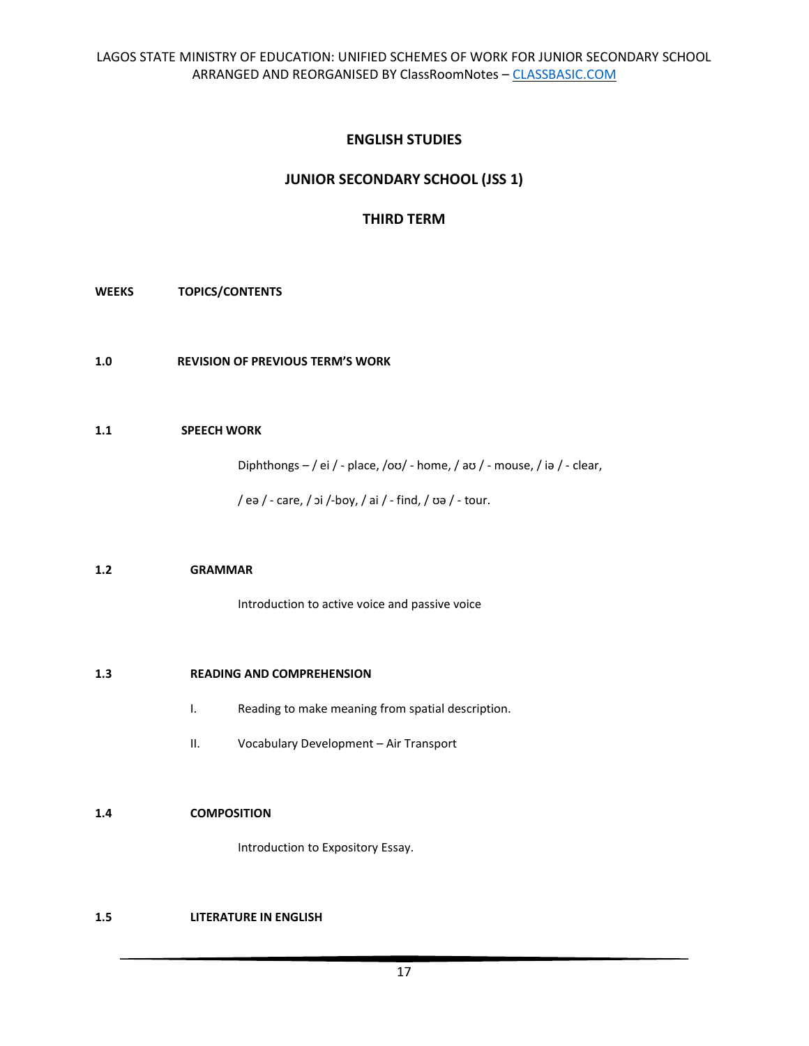## ENGLISH STUDIES

## JUNIOR SECONDARY SCHOOL (JSS 1)

## THIRD TERM

**WEEKS** **TOPICS/CONTENTS**

**1.0** **REVISION OF PREVIOUS TERM'S WORK**

**1.1** **SPEECH WORK**

Diphthongs – / ei / - place, /oʊ/ - home, / aʊ / - mouse, / iə / - clear,

/ eə / - care, / ɔi /-boy, / ai / - find, / ʊə / - tour.

**1.2** **GRAMMAR**

Introduction to active voice and passive voice

**1.3** **READING AND COMPREHENSION**

I. Reading to make meaning from spatial description.

II. Vocabulary Development – Air Transport

**1.4** **COMPOSITION**

Introduction to Expository Essay.

**1.5** **LITERATURE IN ENGLISH**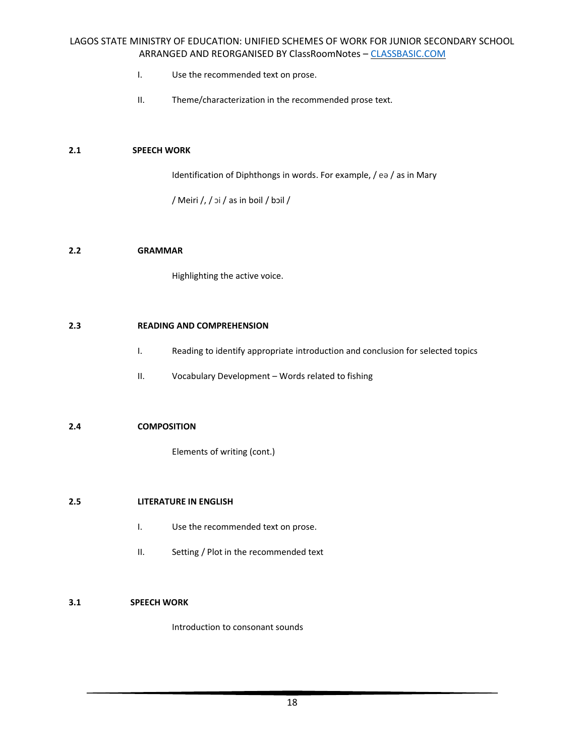I. Use the recommended text on prose.

II. Theme/characterization in the recommended prose text.

**2.1 SPEECH WORK**

Identification of Diphthongs in words. For example, / eə / as in Mary

/ Meiri /, / ɔi / as in boil / bɔil /

**2.2 GRAMMAR**

Highlighting the active voice.

**2.3 READING AND COMPREHENSION**

I. Reading to identify appropriate introduction and conclusion for selected topics

II. Vocabulary Development – Words related to fishing

**2.4 COMPOSITION**

Elements of writing (cont.)

**2.5 LITERATURE IN ENGLISH**

I. Use the recommended text on prose.

II. Setting / Plot in the recommended text

**3.1 SPEECH WORK**

Introduction to consonant sounds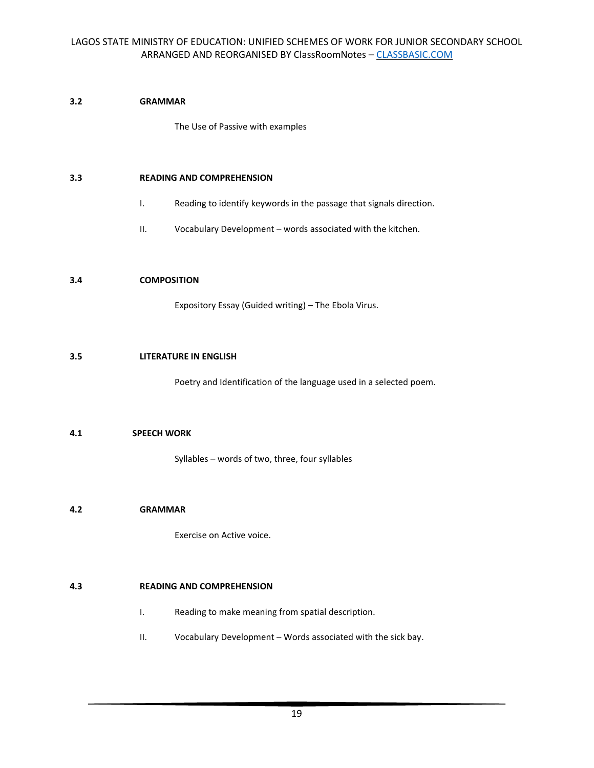**3.2 GRAMMAR**

The Use of Passive with examples

**3.3 READING AND COMPREHENSION**

I. Reading to identify keywords in the passage that signals direction.

II. Vocabulary Development – words associated with the kitchen.

**3.4 COMPOSITION**

Expository Essay (Guided writing) – The Ebola Virus.

**3.5 LITERATURE IN ENGLISH**

Poetry and Identification of the language used in a selected poem.

**4.1 SPEECH WORK**

Syllables – words of two, three, four syllables

**4.2 GRAMMAR**

Exercise on Active voice.

**4.3 READING AND COMPREHENSION**

I. Reading to make meaning from spatial description.

II. Vocabulary Development – Words associated with the sick bay.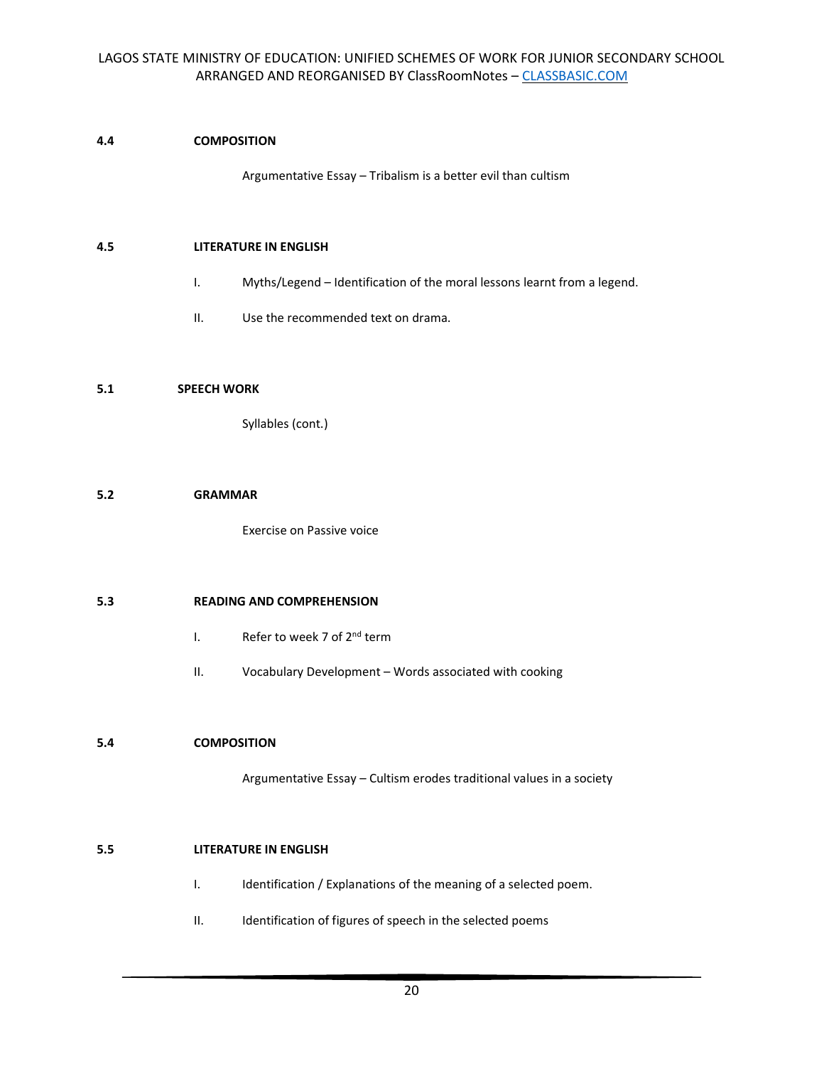**4.4 COMPOSITION**

Argumentative Essay – Tribalism is a better evil than cultism

**4.5 LITERATURE IN ENGLISH**

I. Myths/Legend – Identification of the moral lessons learnt from a legend.

II. Use the recommended text on drama.

**5.1 SPEECH WORK**

Syllables (cont.)

**5.2 GRAMMAR**

Exercise on Passive voice

**5.3 READING AND COMPREHENSION**

I. Refer to week 7 of 2nd term

II. Vocabulary Development – Words associated with cooking

**5.4 COMPOSITION**

Argumentative Essay – Cultism erodes traditional values in a society

**5.5 LITERATURE IN ENGLISH**

I. Identification / Explanations of the meaning of a selected poem.

II. Identification of figures of speech in the selected poems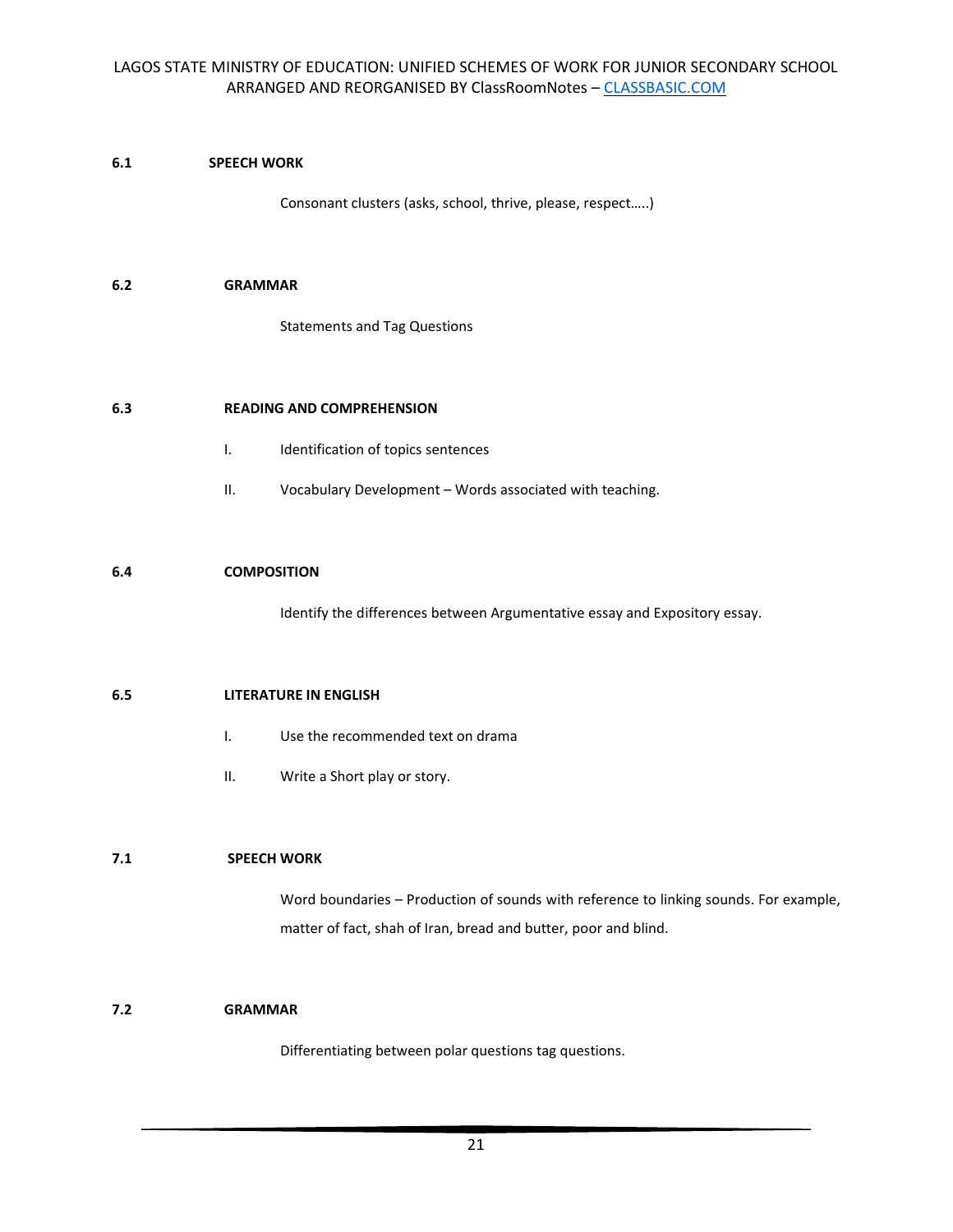**6.1 SPEECH WORK**

Consonant clusters (asks, school, thrive, please, respect…..)

**6.2 GRAMMAR**

Statements and Tag Questions

**6.3 READING AND COMPREHENSION**

I. Identification of topics sentences

II. Vocabulary Development – Words associated with teaching.

**6.4 COMPOSITION**

Identify the differences between Argumentative essay and Expository essay.

**6.5 LITERATURE IN ENGLISH**

I. Use the recommended text on drama

II. Write a Short play or story.

**7.1 SPEECH WORK**

Word boundaries – Production of sounds with reference to linking sounds. For example, matter of fact, shah of Iran, bread and butter, poor and blind.

**7.2 GRAMMAR**

Differentiating between polar questions tag questions.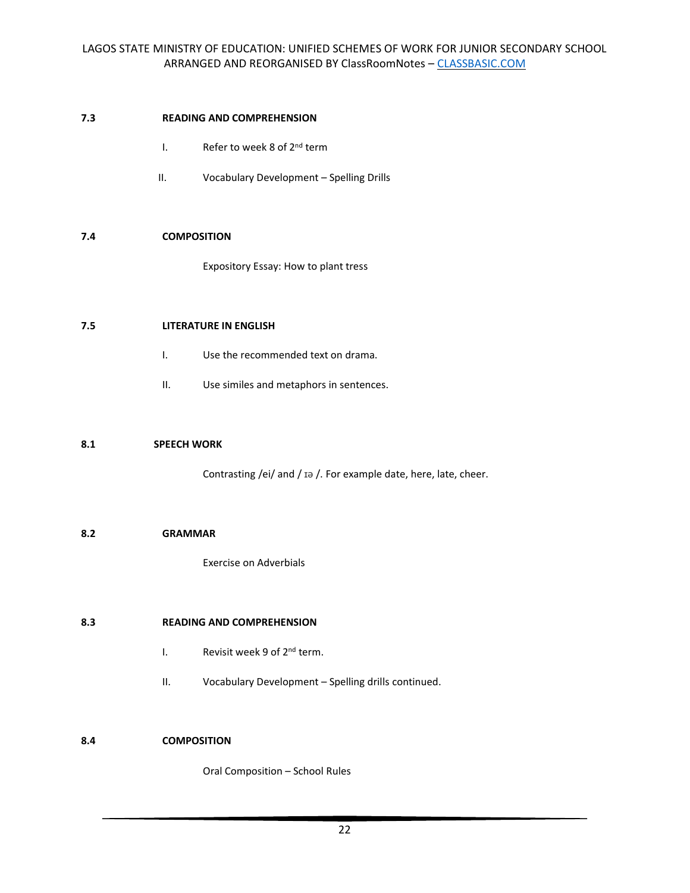**7.3 READING AND COMPREHENSION**

I. Refer to week 8 of 2nd term

II. Vocabulary Development – Spelling Drills

**7.4 COMPOSITION**

Expository Essay: How to plant tress

**7.5 LITERATURE IN ENGLISH**

I. Use the recommended text on drama.

II. Use similes and metaphors in sentences.

**8.1 SPEECH WORK**

Contrasting /ei/ and / ɪə /. For example date, here, late, cheer.

**8.2 GRAMMAR**

Exercise on Adverbials

**8.3 READING AND COMPREHENSION**

I. Revisit week 9 of 2nd term.

II. Vocabulary Development – Spelling drills continued.

**8.4 COMPOSITION**

Oral Composition – School Rules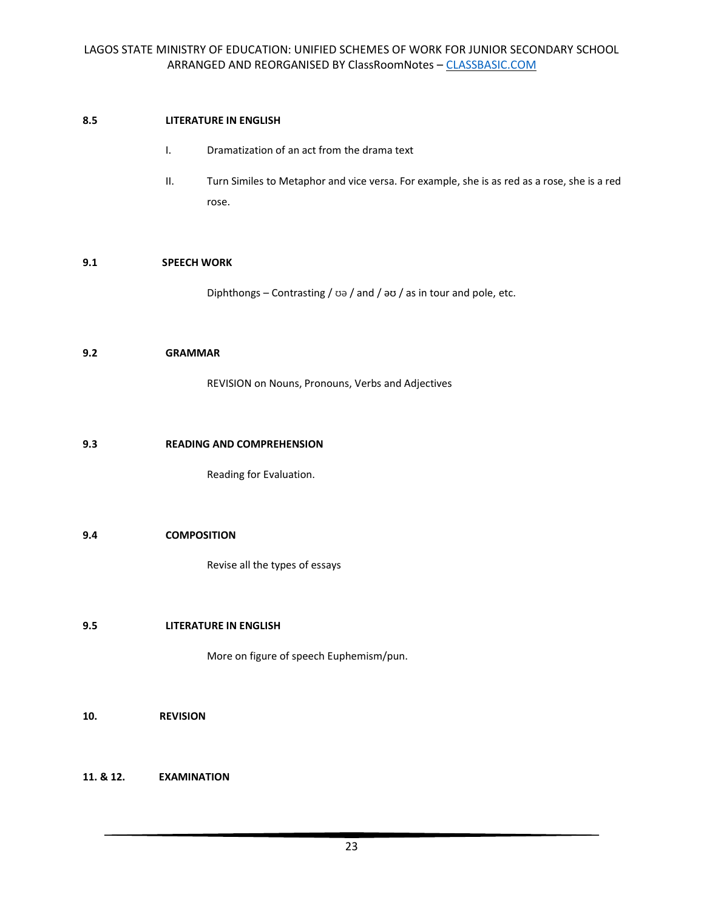**8.5 LITERATURE IN ENGLISH**

I. Dramatization of an act from the drama text

II. Turn Similes to Metaphor and vice versa. For example, she is as red as a rose, she is a red rose.

**9.1 SPEECH WORK**

Diphthongs – Contrasting / ʊə / and / əʊ / as in tour and pole, etc.

**9.2 GRAMMAR**

REVISION on Nouns, Pronouns, Verbs and Adjectives

**9.3 READING AND COMPREHENSION**

Reading for Evaluation.

**9.4 COMPOSITION**

Revise all the types of essays

**9.5 LITERATURE IN ENGLISH**

More on figure of speech Euphemism/pun.

**10. REVISION**

**11. & 12. EXAMINATION**